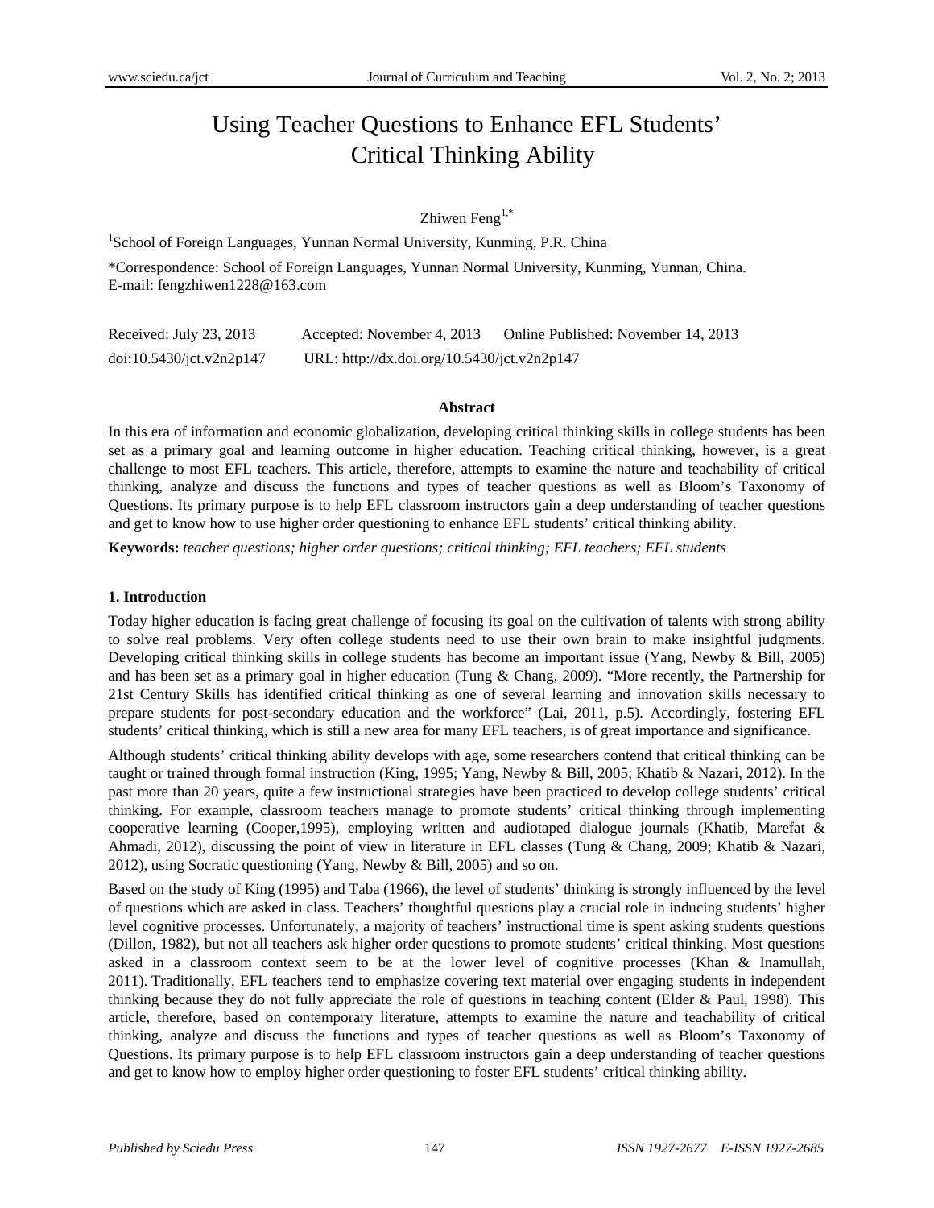# Using Teacher Questions to Enhance EFL Students' Critical Thinking Ability

Zhiwen Feng[1,*]

[1]School of Foreign Languages, Yunnan Normal University, Kunming, P.R. China

*Correspondence: School of Foreign Languages, Yunnan Normal University, Kunming, Yunnan, China. E-mail: fengzhiwen1228@163.com

Received: July 23, 2013 Accepted: November 4, 2013 Online Published: November 14, 2013

doi:10.5430/jct.v2n2p147 URL: http://dx.doi.org/10.5430/jct.v2n2p147

## Abstract

In this era of information and economic globalization, developing critical thinking skills in college students has been set as a primary goal and learning outcome in higher education. Teaching critical thinking, however, is a great challenge to most EFL teachers. This article, therefore, attempts to examine the nature and teachability of critical thinking, analyze and discuss the functions and types of teacher questions as well as Bloom's Taxonomy of Questions. Its primary purpose is to help EFL classroom instructors gain a deep understanding of teacher questions and get to know how to use higher order questioning to enhance EFL students' critical thinking ability.

**Keywords:** *teacher questions; higher order questions; critical thinking; EFL teachers; EFL students*

## 1. Introduction

Today higher education is facing great challenge of focusing its goal on the cultivation of talents with strong ability to solve real problems. Very often college students need to use their own brain to make insightful judgments. Developing critical thinking skills in college students has become an important issue (Yang, Newby & Bill, 2005) and has been set as a primary goal in higher education (Tung & Chang, 2009). "More recently, the Partnership for 21st Century Skills has identified critical thinking as one of several learning and innovation skills necessary to prepare students for post-secondary education and the workforce" (Lai, 2011, p.5). Accordingly, fostering EFL students' critical thinking, which is still a new area for many EFL teachers, is of great importance and significance.

Although students' critical thinking ability develops with age, some researchers contend that critical thinking can be taught or trained through formal instruction (King, 1995; Yang, Newby & Bill, 2005; Khatib & Nazari, 2012). In the past more than 20 years, quite a few instructional strategies have been practiced to develop college students' critical thinking. For example, classroom teachers manage to promote students' critical thinking through implementing cooperative learning (Cooper,1995), employing written and audiotaped dialogue journals (Khatib, Marefat & Ahmadi, 2012), discussing the point of view in literature in EFL classes (Tung & Chang, 2009; Khatib & Nazari, 2012), using Socratic questioning (Yang, Newby & Bill, 2005) and so on.

Based on the study of King (1995) and Taba (1966), the level of students' thinking is strongly influenced by the level of questions which are asked in class. Teachers' thoughtful questions play a crucial role in inducing students' higher level cognitive processes. Unfortunately, a majority of teachers' instructional time is spent asking students questions (Dillon, 1982), but not all teachers ask higher order questions to promote students' critical thinking. Most questions asked in a classroom context seem to be at the lower level of cognitive processes (Khan & Inamullah, 2011). Traditionally, EFL teachers tend to emphasize covering text material over engaging students in independent thinking because they do not fully appreciate the role of questions in teaching content (Elder & Paul, 1998). This article, therefore, based on contemporary literature, attempts to examine the nature and teachability of critical thinking, analyze and discuss the functions and types of teacher questions as well as Bloom's Taxonomy of Questions. Its primary purpose is to help EFL classroom instructors gain a deep understanding of teacher questions and get to know how to employ higher order questioning to foster EFL students' critical thinking ability.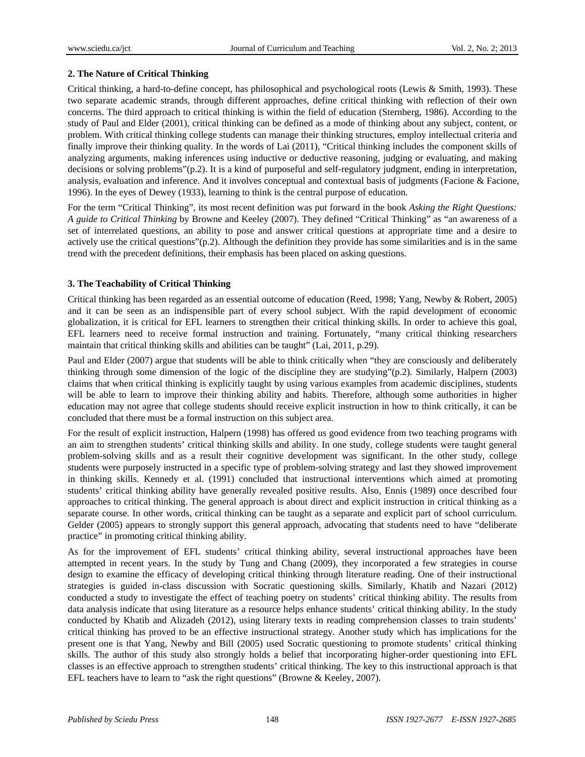## 2. The Nature of Critical Thinking

Critical thinking, a hard-to-define concept, has philosophical and psychological roots (Lewis & Smith, 1993). These two separate academic strands, through different approaches, define critical thinking with reflection of their own concerns. The third approach to critical thinking is within the field of education (Sternberg, 1986). According to the study of Paul and Elder (2001), critical thinking can be defined as a mode of thinking about any subject, content, or problem. With critical thinking college students can manage their thinking structures, employ intellectual criteria and finally improve their thinking quality. In the words of Lai (2011), "Critical thinking includes the component skills of analyzing arguments, making inferences using inductive or deductive reasoning, judging or evaluating, and making decisions or solving problems"(p.2). It is a kind of purposeful and self-regulatory judgment, ending in interpretation, analysis, evaluation and inference. And it involves conceptual and contextual basis of judgments (Facione & Facione, 1996). In the eyes of Dewey (1933), learning to think is the central purpose of education.

For the term "Critical Thinking", its most recent definition was put forward in the book *Asking the Right Questions: A guide to Critical Thinking* by Browne and Keeley (2007). They defined "Critical Thinking" as "an awareness of a set of interrelated questions, an ability to pose and answer critical questions at appropriate time and a desire to actively use the critical questions"(p.2). Although the definition they provide has some similarities and is in the same trend with the precedent definitions, their emphasis has been placed on asking questions.

## 3. The Teachability of Critical Thinking

Critical thinking has been regarded as an essential outcome of education (Reed, 1998; Yang, Newby & Robert, 2005) and it can be seen as an indispensible part of every school subject. With the rapid development of economic globalization, it is critical for EFL learners to strengthen their critical thinking skills. In order to achieve this goal, EFL learners need to receive formal instruction and training. Fortunately, "many critical thinking researchers maintain that critical thinking skills and abilities can be taught" (Lai, 2011, p.29).

Paul and Elder (2007) argue that students will be able to think critically when "they are consciously and deliberately thinking through some dimension of the logic of the discipline they are studying"(p.2). Similarly, Halpern (2003) claims that when critical thinking is explicitly taught by using various examples from academic disciplines, students will be able to learn to improve their thinking ability and habits. Therefore, although some authorities in higher education may not agree that college students should receive explicit instruction in how to think critically, it can be concluded that there must be a formal instruction on this subject area.

For the result of explicit instruction, Halpern (1998) has offered us good evidence from two teaching programs with an aim to strengthen students' critical thinking skills and ability. In one study, college students were taught general problem-solving skills and as a result their cognitive development was significant. In the other study, college students were purposely instructed in a specific type of problem-solving strategy and last they showed improvement in thinking skills. Kennedy et al. (1991) concluded that instructional interventions which aimed at promoting students' critical thinking ability have generally revealed positive results. Also, Ennis (1989) once described four approaches to critical thinking. The general approach is about direct and explicit instruction in critical thinking as a separate course. In other words, critical thinking can be taught as a separate and explicit part of school curriculum. Gelder (2005) appears to strongly support this general approach, advocating that students need to have "deliberate practice" in promoting critical thinking ability.

As for the improvement of EFL students' critical thinking ability, several instructional approaches have been attempted in recent years. In the study by Tung and Chang (2009), they incorporated a few strategies in course design to examine the efficacy of developing critical thinking through literature reading. One of their instructional strategies is guided in-class discussion with Socratic questioning skills. Similarly, Khatib and Nazari (2012) conducted a study to investigate the effect of teaching poetry on students' critical thinking ability. The results from data analysis indicate that using literature as a resource helps enhance students' critical thinking ability. In the study conducted by Khatib and Alizadeh (2012), using literary texts in reading comprehension classes to train students' critical thinking has proved to be an effective instructional strategy. Another study which has implications for the present one is that Yang, Newby and Bill (2005) used Socratic questioning to promote students' critical thinking skills. The author of this study also strongly holds a belief that incorporating higher-order questioning into EFL classes is an effective approach to strengthen students' critical thinking. The key to this instructional approach is that EFL teachers have to learn to "ask the right questions" (Browne & Keeley, 2007).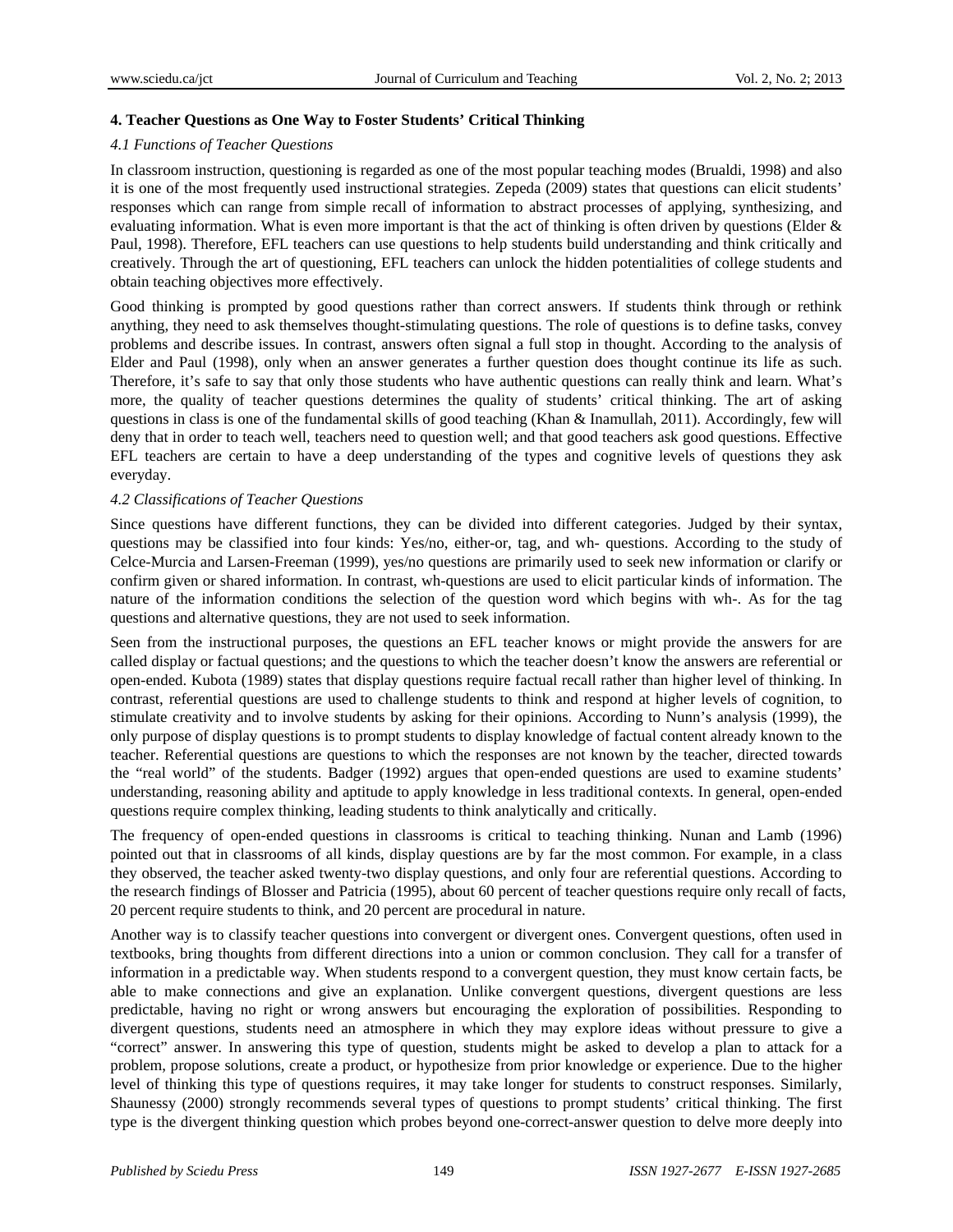## 4. Teacher Questions as One Way to Foster Students' Critical Thinking

### *4.1 Functions of Teacher Questions*

In classroom instruction, questioning is regarded as one of the most popular teaching modes (Brualdi, 1998) and also it is one of the most frequently used instructional strategies. Zepeda (2009) states that questions can elicit students' responses which can range from simple recall of information to abstract processes of applying, synthesizing, and evaluating information. What is even more important is that the act of thinking is often driven by questions (Elder & Paul, 1998). Therefore, EFL teachers can use questions to help students build understanding and think critically and creatively. Through the art of questioning, EFL teachers can unlock the hidden potentialities of college students and obtain teaching objectives more effectively.

Good thinking is prompted by good questions rather than correct answers. If students think through or rethink anything, they need to ask themselves thought-stimulating questions. The role of questions is to define tasks, convey problems and describe issues. In contrast, answers often signal a full stop in thought. According to the analysis of Elder and Paul (1998), only when an answer generates a further question does thought continue its life as such. Therefore, it's safe to say that only those students who have authentic questions can really think and learn. What's more, the quality of teacher questions determines the quality of students' critical thinking. The art of asking questions in class is one of the fundamental skills of good teaching (Khan & Inamullah, 2011). Accordingly, few will deny that in order to teach well, teachers need to question well; and that good teachers ask good questions. Effective EFL teachers are certain to have a deep understanding of the types and cognitive levels of questions they ask everyday.

### *4.2 Classifications of Teacher Questions*

Since questions have different functions, they can be divided into different categories. Judged by their syntax, questions may be classified into four kinds: Yes/no, either-or, tag, and wh- questions. According to the study of Celce-Murcia and Larsen-Freeman (1999), yes/no questions are primarily used to seek new information or clarify or confirm given or shared information. In contrast, wh-questions are used to elicit particular kinds of information. The nature of the information conditions the selection of the question word which begins with wh-. As for the tag questions and alternative questions, they are not used to seek information.

Seen from the instructional purposes, the questions an EFL teacher knows or might provide the answers for are called display or factual questions; and the questions to which the teacher doesn't know the answers are referential or open-ended. Kubota (1989) states that display questions require factual recall rather than higher level of thinking. In contrast, referential questions are used to challenge students to think and respond at higher levels of cognition, to stimulate creativity and to involve students by asking for their opinions. According to Nunn's analysis (1999), the only purpose of display questions is to prompt students to display knowledge of factual content already known to the teacher. Referential questions are questions to which the responses are not known by the teacher, directed towards the "real world" of the students. Badger (1992) argues that open-ended questions are used to examine students' understanding, reasoning ability and aptitude to apply knowledge in less traditional contexts. In general, open-ended questions require complex thinking, leading students to think analytically and critically.

The frequency of open-ended questions in classrooms is critical to teaching thinking. Nunan and Lamb (1996) pointed out that in classrooms of all kinds, display questions are by far the most common. For example, in a class they observed, the teacher asked twenty-two display questions, and only four are referential questions. According to the research findings of Blosser and Patricia (1995), about 60 percent of teacher questions require only recall of facts, 20 percent require students to think, and 20 percent are procedural in nature.

Another way is to classify teacher questions into convergent or divergent ones. Convergent questions, often used in textbooks, bring thoughts from different directions into a union or common conclusion. They call for a transfer of information in a predictable way. When students respond to a convergent question, they must know certain facts, be able to make connections and give an explanation. Unlike convergent questions, divergent questions are less predictable, having no right or wrong answers but encouraging the exploration of possibilities. Responding to divergent questions, students need an atmosphere in which they may explore ideas without pressure to give a "correct" answer. In answering this type of question, students might be asked to develop a plan to attack for a problem, propose solutions, create a product, or hypothesize from prior knowledge or experience. Due to the higher level of thinking this type of questions requires, it may take longer for students to construct responses. Similarly, Shaunessy (2000) strongly recommends several types of questions to prompt students' critical thinking. The first type is the divergent thinking question which probes beyond one-correct-answer question to delve more deeply into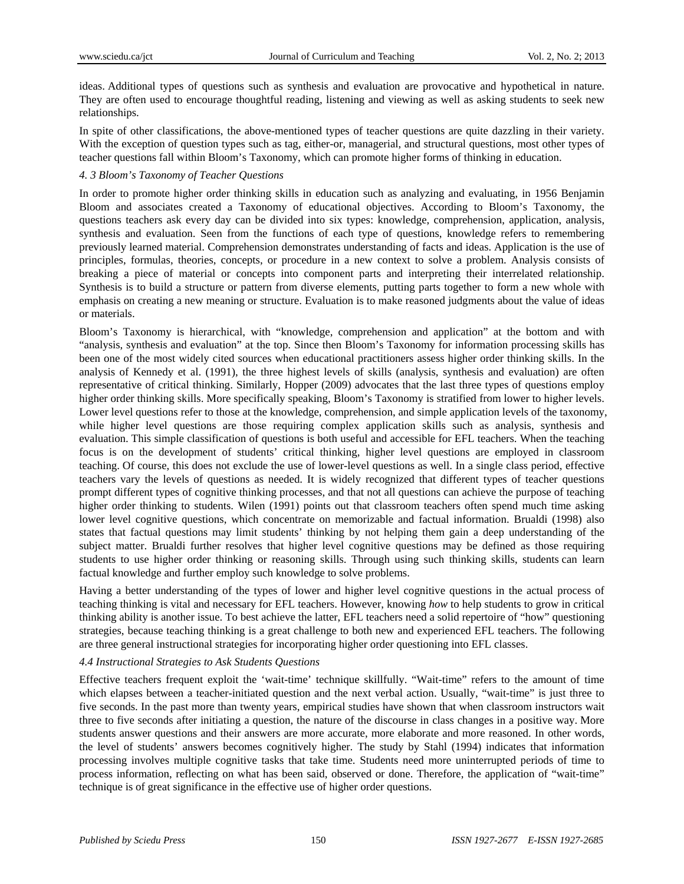ideas. Additional types of questions such as synthesis and evaluation are provocative and hypothetical in nature. They are often used to encourage thoughtful reading, listening and viewing as well as asking students to seek new relationships.

In spite of other classifications, the above-mentioned types of teacher questions are quite dazzling in their variety. With the exception of question types such as tag, either-or, managerial, and structural questions, most other types of teacher questions fall within Bloom's Taxonomy, which can promote higher forms of thinking in education.

### *4. 3 Bloom's Taxonomy of Teacher Questions*

In order to promote higher order thinking skills in education such as analyzing and evaluating, in 1956 Benjamin Bloom and associates created a Taxonomy of educational objectives. According to Bloom's Taxonomy, the questions teachers ask every day can be divided into six types: knowledge, comprehension, application, analysis, synthesis and evaluation. Seen from the functions of each type of questions, knowledge refers to remembering previously learned material. Comprehension demonstrates understanding of facts and ideas. Application is the use of principles, formulas, theories, concepts, or procedure in a new context to solve a problem. Analysis consists of breaking a piece of material or concepts into component parts and interpreting their interrelated relationship. Synthesis is to build a structure or pattern from diverse elements, putting parts together to form a new whole with emphasis on creating a new meaning or structure. Evaluation is to make reasoned judgments about the value of ideas or materials.

Bloom's Taxonomy is hierarchical, with "knowledge, comprehension and application" at the bottom and with "analysis, synthesis and evaluation" at the top. Since then Bloom's Taxonomy for information processing skills has been one of the most widely cited sources when educational practitioners assess higher order thinking skills. In the analysis of Kennedy et al. (1991), the three highest levels of skills (analysis, synthesis and evaluation) are often representative of critical thinking. Similarly, Hopper (2009) advocates that the last three types of questions employ higher order thinking skills. More specifically speaking, Bloom's Taxonomy is stratified from lower to higher levels. Lower level questions refer to those at the knowledge, comprehension, and simple application levels of the taxonomy, while higher level questions are those requiring complex application skills such as analysis, synthesis and evaluation. This simple classification of questions is both useful and accessible for EFL teachers. When the teaching focus is on the development of students' critical thinking, higher level questions are employed in classroom teaching. Of course, this does not exclude the use of lower-level questions as well. In a single class period, effective teachers vary the levels of questions as needed. It is widely recognized that different types of teacher questions prompt different types of cognitive thinking processes, and that not all questions can achieve the purpose of teaching higher order thinking to students. Wilen (1991) points out that classroom teachers often spend much time asking lower level cognitive questions, which concentrate on memorizable and factual information. Brualdi (1998) also states that factual questions may limit students' thinking by not helping them gain a deep understanding of the subject matter. Brualdi further resolves that higher level cognitive questions may be defined as those requiring students to use higher order thinking or reasoning skills. Through using such thinking skills, students can learn factual knowledge and further employ such knowledge to solve problems.

Having a better understanding of the types of lower and higher level cognitive questions in the actual process of teaching thinking is vital and necessary for EFL teachers. However, knowing *how* to help students to grow in critical thinking ability is another issue. To best achieve the latter, EFL teachers need a solid repertoire of "how" questioning strategies, because teaching thinking is a great challenge to both new and experienced EFL teachers. The following are three general instructional strategies for incorporating higher order questioning into EFL classes.

### *4.4 Instructional Strategies to Ask Students Questions*

Effective teachers frequent exploit the 'wait-time' technique skillfully. "Wait-time" refers to the amount of time which elapses between a teacher-initiated question and the next verbal action. Usually, "wait-time" is just three to five seconds. In the past more than twenty years, empirical studies have shown that when classroom instructors wait three to five seconds after initiating a question, the nature of the discourse in class changes in a positive way. More students answer questions and their answers are more accurate, more elaborate and more reasoned. In other words, the level of students' answers becomes cognitively higher. The study by Stahl (1994) indicates that information processing involves multiple cognitive tasks that take time. Students need more uninterrupted periods of time to process information, reflecting on what has been said, observed or done. Therefore, the application of "wait-time" technique is of great significance in the effective use of higher order questions.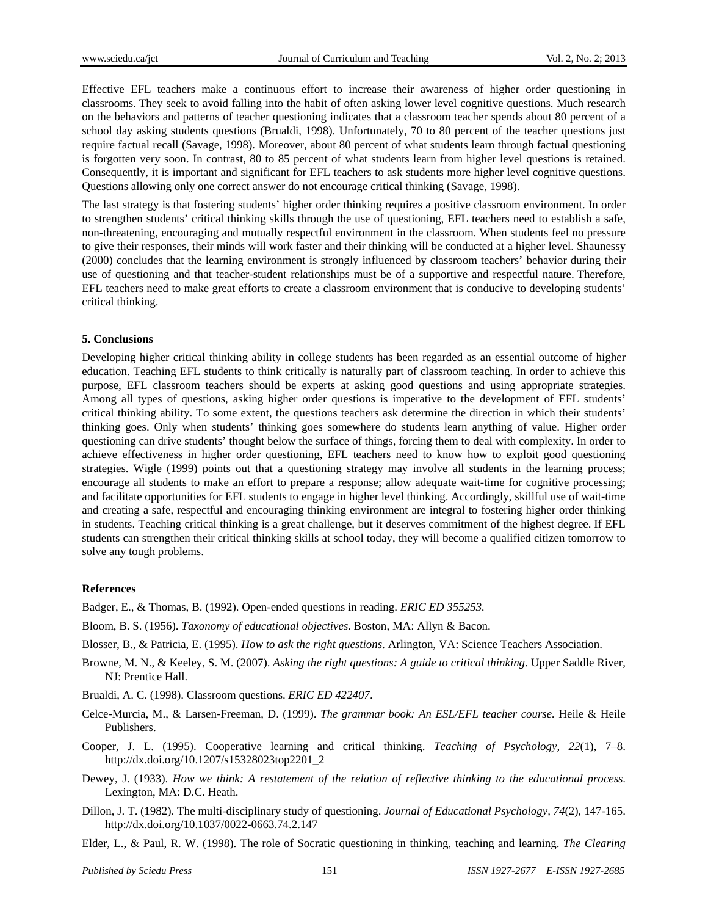Effective EFL teachers make a continuous effort to increase their awareness of higher order questioning in classrooms. They seek to avoid falling into the habit of often asking lower level cognitive questions. Much research on the behaviors and patterns of teacher questioning indicates that a classroom teacher spends about 80 percent of a school day asking students questions (Brualdi, 1998). Unfortunately, 70 to 80 percent of the teacher questions just require factual recall (Savage, 1998). Moreover, about 80 percent of what students learn through factual questioning is forgotten very soon. In contrast, 80 to 85 percent of what students learn from higher level questions is retained. Consequently, it is important and significant for EFL teachers to ask students more higher level cognitive questions. Questions allowing only one correct answer do not encourage critical thinking (Savage, 1998).

The last strategy is that fostering students' higher order thinking requires a positive classroom environment. In order to strengthen students' critical thinking skills through the use of questioning, EFL teachers need to establish a safe, non-threatening, encouraging and mutually respectful environment in the classroom. When students feel no pressure to give their responses, their minds will work faster and their thinking will be conducted at a higher level. Shaunessy (2000) concludes that the learning environment is strongly influenced by classroom teachers' behavior during their use of questioning and that teacher-student relationships must be of a supportive and respectful nature. Therefore, EFL teachers need to make great efforts to create a classroom environment that is conducive to developing students' critical thinking.

## 5. Conclusions

Developing higher critical thinking ability in college students has been regarded as an essential outcome of higher education. Teaching EFL students to think critically is naturally part of classroom teaching. In order to achieve this purpose, EFL classroom teachers should be experts at asking good questions and using appropriate strategies. Among all types of questions, asking higher order questions is imperative to the development of EFL students' critical thinking ability. To some extent, the questions teachers ask determine the direction in which their students' thinking goes. Only when students' thinking goes somewhere do students learn anything of value. Higher order questioning can drive students' thought below the surface of things, forcing them to deal with complexity. In order to achieve effectiveness in higher order questioning, EFL teachers need to know how to exploit good questioning strategies. Wigle (1999) points out that a questioning strategy may involve all students in the learning process; encourage all students to make an effort to prepare a response; allow adequate wait-time for cognitive processing; and facilitate opportunities for EFL students to engage in higher level thinking. Accordingly, skillful use of wait-time and creating a safe, respectful and encouraging thinking environment are integral to fostering higher order thinking in students. Teaching critical thinking is a great challenge, but it deserves commitment of the highest degree. If EFL students can strengthen their critical thinking skills at school today, they will become a qualified citizen tomorrow to solve any tough problems.

## References

Badger, E., & Thomas, B. (1992). Open-ended questions in reading. *ERIC ED 355253.*

Bloom, B. S. (1956). *Taxonomy of educational objectives*. Boston, MA: Allyn & Bacon.

Blosser, B., & Patricia, E. (1995). *How to ask the right questions*. Arlington, VA: Science Teachers Association.

Browne, M. N., & Keeley, S. M. (2007). *Asking the right questions: A guide to critical thinking*. Upper Saddle River, NJ: Prentice Hall.

Brualdi, A. C. (1998). Classroom questions. *ERIC ED 422407*.

Celce-Murcia, M., & Larsen-Freeman, D. (1999). *The grammar book: An ESL/EFL teacher course*. Heile & Heile Publishers.

Cooper, J. L. (1995). Cooperative learning and critical thinking. *Teaching of Psychology, 22*(1), 7–8. http://dx.doi.org/10.1207/s15328023top2201_2

Dewey, J. (1933). *How we think: A restatement of the relation of reflective thinking to the educational process*. Lexington, MA: D.C. Heath.

Dillon, J. T. (1982). The multi-disciplinary study of questioning. *Journal of Educational Psychology, 74*(2), 147-165. http://dx.doi.org/10.1037/0022-0663.74.2.147

Elder, L., & Paul, R. W. (1998). The role of Socratic questioning in thinking, teaching and learning. *The Clearing*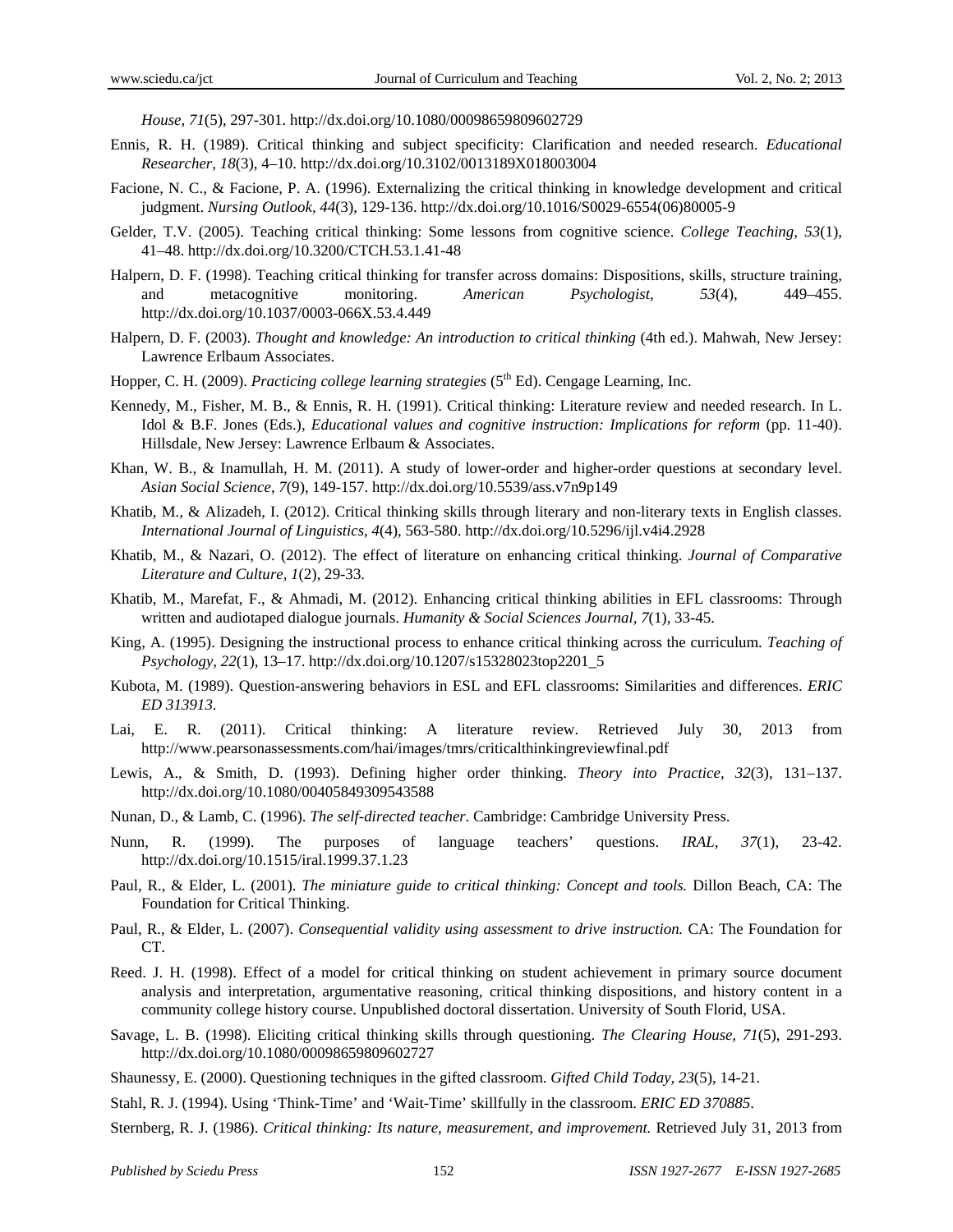*House, 71*(5), 297-301. http://dx.doi.org/10.1080/00098659809602729

Ennis, R. H. (1989). Critical thinking and subject specificity: Clarification and needed research. *Educational Researcher, 18*(3), 4–10. http://dx.doi.org/10.3102/0013189X018003004

Facione, N. C., & Facione, P. A. (1996). Externalizing the critical thinking in knowledge development and critical judgment. *Nursing Outlook, 44*(3), 129-136. http://dx.doi.org/10.1016/S0029-6554(06)80005-9

Gelder, T.V. (2005). Teaching critical thinking: Some lessons from cognitive science. *College Teaching, 53*(1), 41–48. http://dx.doi.org/10.3200/CTCH.53.1.41-48

Halpern, D. F. (1998). Teaching critical thinking for transfer across domains: Dispositions, skills, structure training, and metacognitive monitoring. *American Psychologist, 53*(4), 449–455. http://dx.doi.org/10.1037/0003-066X.53.4.449

Halpern, D. F. (2003). *Thought and knowledge: An introduction to critical thinking* (4th ed.). Mahwah, New Jersey: Lawrence Erlbaum Associates.

Hopper, C. H. (2009). *Practicing college learning strategies* (5th Ed). Cengage Learning, Inc.

Kennedy, M., Fisher, M. B., & Ennis, R. H. (1991). Critical thinking: Literature review and needed research. In L. Idol & B.F. Jones (Eds.), *Educational values and cognitive instruction: Implications for reform* (pp. 11-40). Hillsdale, New Jersey: Lawrence Erlbaum & Associates.

Khan, W. B., & Inamullah, H. M. (2011). A study of lower-order and higher-order questions at secondary level. *Asian Social Science, 7*(9), 149-157. http://dx.doi.org/10.5539/ass.v7n9p149

Khatib, M., & Alizadeh, I. (2012). Critical thinking skills through literary and non-literary texts in English classes. *International Journal of Linguistics, 4*(4), 563-580. http://dx.doi.org/10.5296/ijl.v4i4.2928

Khatib, M., & Nazari, O. (2012). The effect of literature on enhancing critical thinking. *Journal of Comparative Literature and Culture, 1*(2), 29-33.

Khatib, M., Marefat, F., & Ahmadi, M. (2012). Enhancing critical thinking abilities in EFL classrooms: Through written and audiotaped dialogue journals. *Humanity & Social Sciences Journal, 7*(1), 33-45.

King, A. (1995). Designing the instructional process to enhance critical thinking across the curriculum. *Teaching of Psychology, 22*(1), 13–17. http://dx.doi.org/10.1207/s15328023top2201_5

Kubota, M. (1989). Question-answering behaviors in ESL and EFL classrooms: Similarities and differences. *ERIC ED 313913*.

Lai, E. R. (2011). Critical thinking: A literature review. Retrieved July 30, 2013 from http://www.pearsonassessments.com/hai/images/tmrs/criticalthinkingreviewfinal.pdf

Lewis, A., & Smith, D. (1993). Defining higher order thinking. *Theory into Practice, 32*(3), 131–137. http://dx.doi.org/10.1080/00405849309543588

Nunan, D., & Lamb, C. (1996). *The self-directed teacher*. Cambridge: Cambridge University Press.

Nunn, R. (1999). The purposes of language teachers' questions. *IRAL, 37*(1), 23-42. http://dx.doi.org/10.1515/iral.1999.37.1.23

Paul, R., & Elder, L. (2001). *The miniature guide to critical thinking: Concept and tools.* Dillon Beach, CA: The Foundation for Critical Thinking.

Paul, R., & Elder, L. (2007). *Consequential validity using assessment to drive instruction.* CA: The Foundation for CT.

Reed. J. H. (1998). Effect of a model for critical thinking on student achievement in primary source document analysis and interpretation, argumentative reasoning, critical thinking dispositions, and history content in a community college history course. Unpublished doctoral dissertation. University of South Florid, USA.

Savage, L. B. (1998). Eliciting critical thinking skills through questioning. *The Clearing House, 71*(5), 291-293. http://dx.doi.org/10.1080/00098659809602727

Shaunessy, E. (2000). Questioning techniques in the gifted classroom. *Gifted Child Today, 23*(5), 14-21.

Stahl, R. J. (1994). Using 'Think-Time' and 'Wait-Time' skillfully in the classroom. *ERIC ED 370885*.

Sternberg, R. J. (1986). *Critical thinking: Its nature, measurement, and improvement.* Retrieved July 31, 2013 from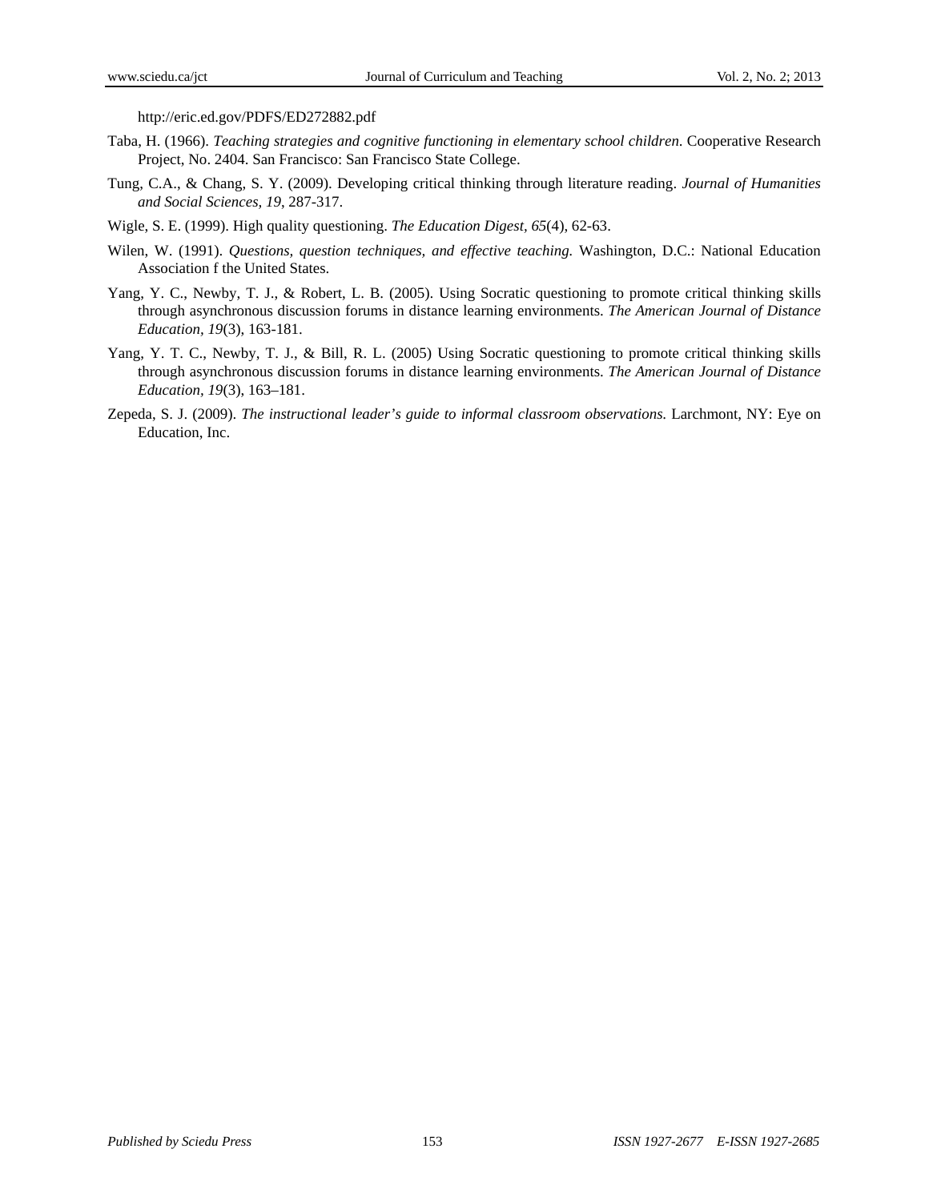http://eric.ed.gov/PDFS/ED272882.pdf

Taba, H. (1966). *Teaching strategies and cognitive functioning in elementary school children*. Cooperative Research Project, No. 2404. San Francisco: San Francisco State College.

Tung, C.A., & Chang, S. Y. (2009). Developing critical thinking through literature reading. *Journal of Humanities and Social Sciences, 19*, 287-317.

Wigle, S. E. (1999). High quality questioning. *The Education Digest*, *65*(4), 62-63.

Wilen, W. (1991). *Questions, question techniques, and effective teaching.* Washington, D.C.: National Education Association f the United States.

Yang, Y. C., Newby, T. J., & Robert, L. B. (2005). Using Socratic questioning to promote critical thinking skills through asynchronous discussion forums in distance learning environments. *The American Journal of Distance Education*, *19*(3), 163-181.

Yang, Y. T. C., Newby, T. J., & Bill, R. L. (2005) Using Socratic questioning to promote critical thinking skills through asynchronous discussion forums in distance learning environments. *The American Journal of Distance Education, 19*(3), 163–181.

Zepeda, S. J. (2009). *The instructional leader's guide to informal classroom observations.* Larchmont, NY: Eye on Education, Inc.